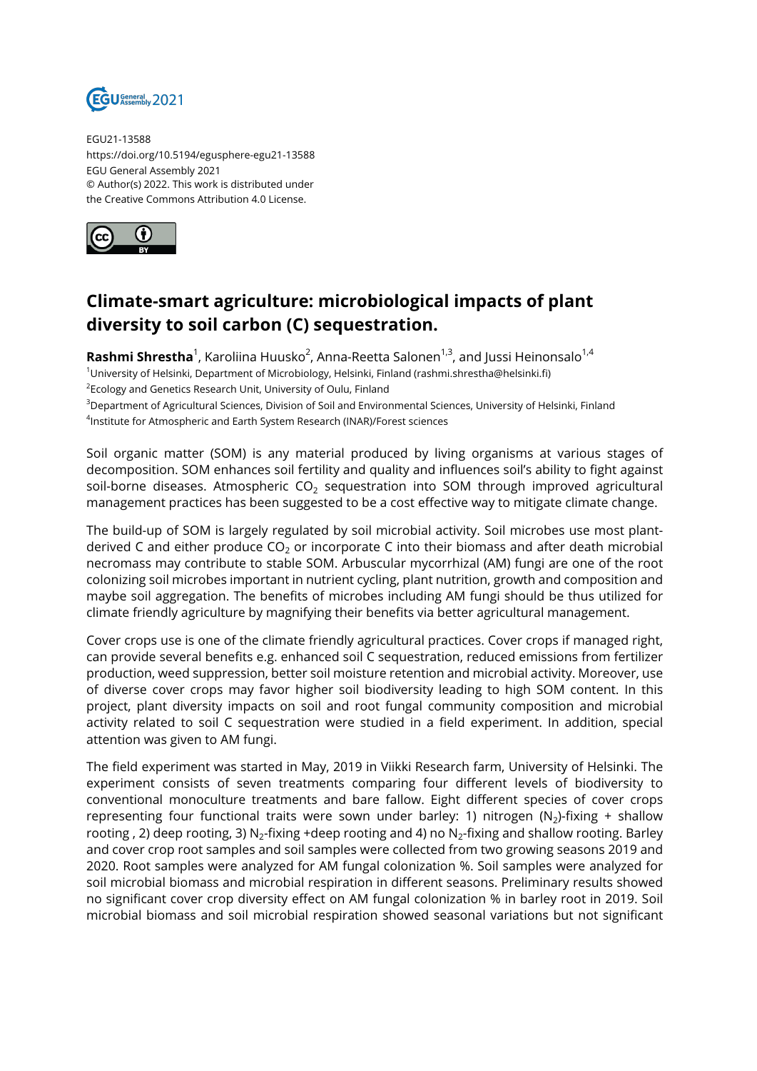EGU21-13588
https://doi.org/10.5194/egusphere-egu21-13588
EGU General Assembly 2021
© Author(s) 2022. This work is distributed under the Creative Commons Attribution 4.0 License.

# Climate-smart agriculture: microbiological impacts of plant diversity to soil carbon (C) sequestration.

**Rashmi Shrestha**[1], Karoliina Huusko[2], Anna-Reetta Salonen[1,3], and Jussi Heinonsalo[1,4]

[1]University of Helsinki, Department of Microbiology, Helsinki, Finland (rashmi.shrestha@helsinki.fi)
[2]Ecology and Genetics Research Unit, University of Oulu, Finland
[3]Department of Agricultural Sciences, Division of Soil and Environmental Sciences, University of Helsinki, Finland
[4]Institute for Atmospheric and Earth System Research (INAR)/Forest sciences

Soil organic matter (SOM) is any material produced by living organisms at various stages of decomposition. SOM enhances soil fertility and quality and influences soil's ability to fight against soil-borne diseases. Atmospheric $CO_2$ sequestration into SOM through improved agricultural management practices has been suggested to be a cost effective way to mitigate climate change.

The build-up of SOM is largely regulated by soil microbial activity. Soil microbes use most plant-derived C and either produce $CO_2$ or incorporate C into their biomass and after death microbial necromass may contribute to stable SOM. Arbuscular mycorrhizal (AM) fungi are one of the root colonizing soil microbes important in nutrient cycling, plant nutrition, growth and composition and maybe soil aggregation. The benefits of microbes including AM fungi should be thus utilized for climate friendly agriculture by magnifying their benefits via better agricultural management.

Cover crops use is one of the climate friendly agricultural practices. Cover crops if managed right, can provide several benefits e.g. enhanced soil C sequestration, reduced emissions from fertilizer production, weed suppression, better soil moisture retention and microbial activity. Moreover, use of diverse cover crops may favor higher soil biodiversity leading to high SOM content. In this project, plant diversity impacts on soil and root fungal community composition and microbial activity related to soil C sequestration were studied in a field experiment. In addition, special attention was given to AM fungi.

The field experiment was started in May, 2019 in Viikki Research farm, University of Helsinki. The experiment consists of seven treatments comparing four different levels of biodiversity to conventional monoculture treatments and bare fallow. Eight different species of cover crops representing four functional traits were sown under barley: 1) nitrogen ($N_2$)-fixing + shallow rooting , 2) deep rooting, 3) $N_2$-fixing +deep rooting and 4) no $N_2$-fixing and shallow rooting. Barley and cover crop root samples and soil samples were collected from two growing seasons 2019 and 2020. Root samples were analyzed for AM fungal colonization %. Soil samples were analyzed for soil microbial biomass and microbial respiration in different seasons. Preliminary results showed no significant cover crop diversity effect on AM fungal colonization % in barley root in 2019. Soil microbial biomass and soil microbial respiration showed seasonal variations but not significant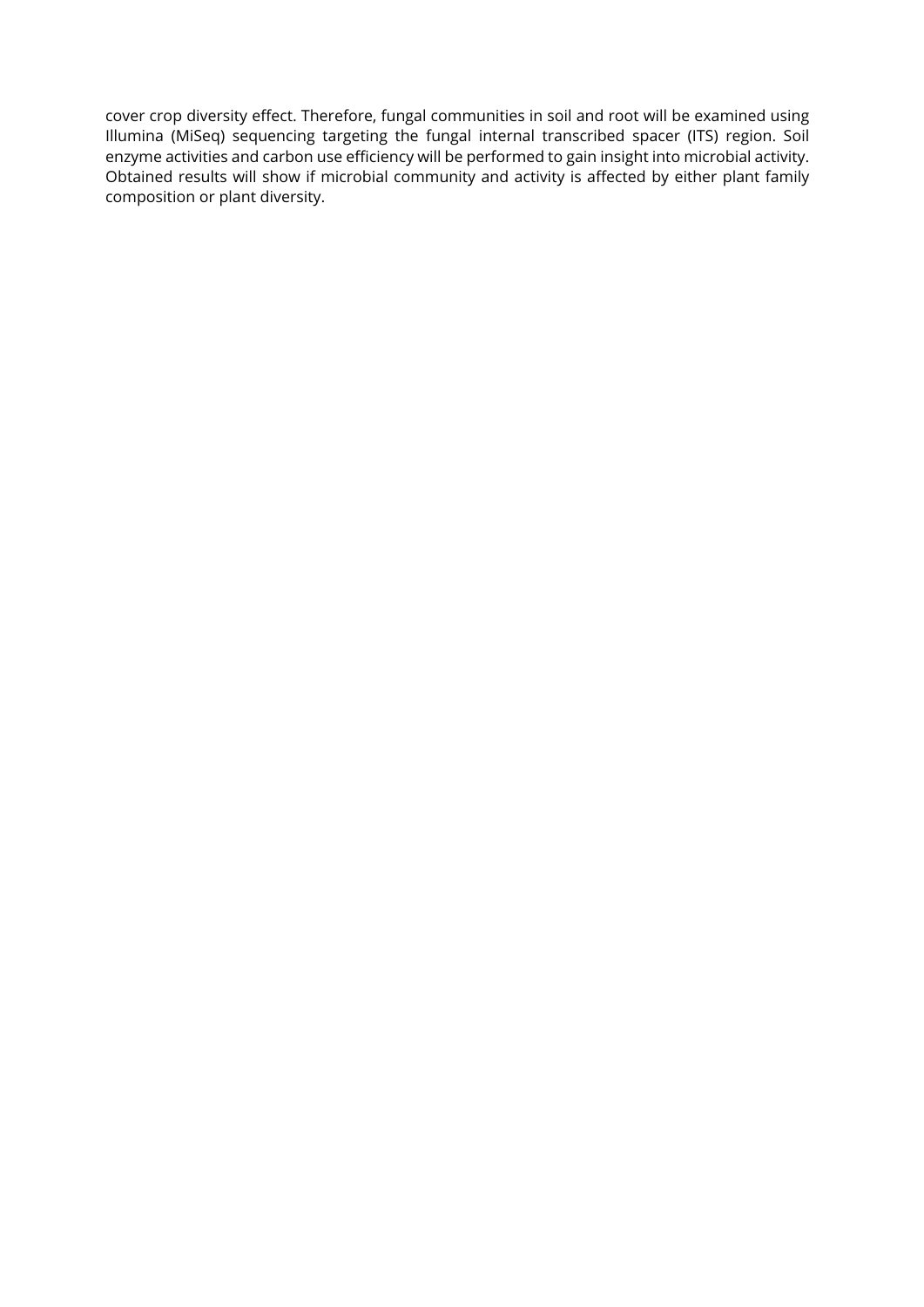cover crop diversity effect. Therefore, fungal communities in soil and root will be examined using Illumina (MiSeq) sequencing targeting the fungal internal transcribed spacer (ITS) region. Soil enzyme activities and carbon use efficiency will be performed to gain insight into microbial activity. Obtained results will show if microbial community and activity is affected by either plant family composition or plant diversity.